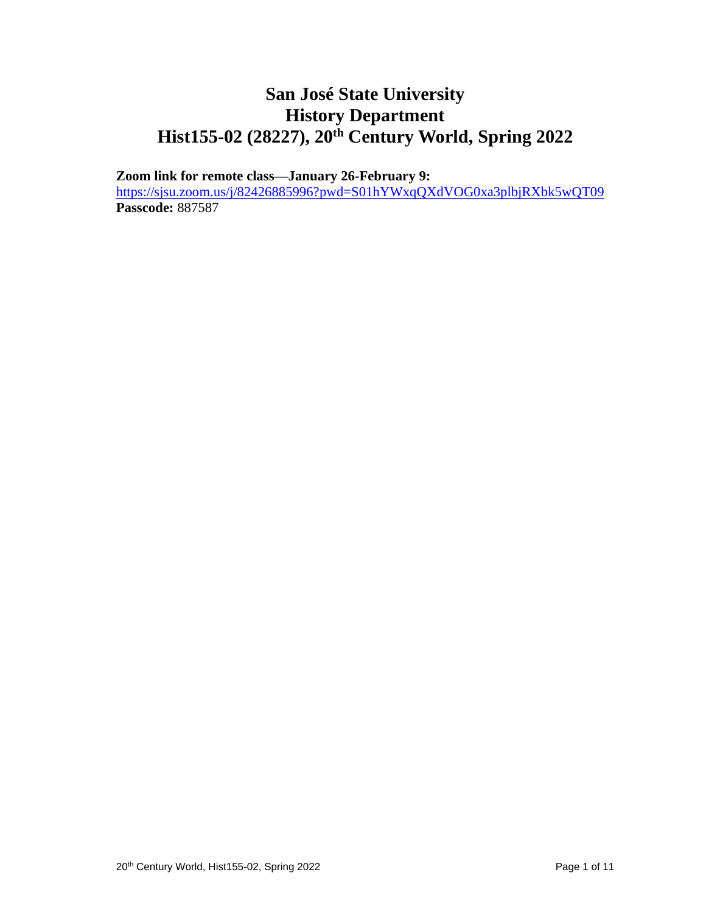# San José State University
# History Department
# Hist155-02 (28227), 20th Century World, Spring 2022

**Zoom link for remote class—January 26-February 9:**
https://sjsu.zoom.us/j/82426885996?pwd=S01hYWxqQXdVOG0xa3plbjRXbk5wQT09
**Passcode:** 887587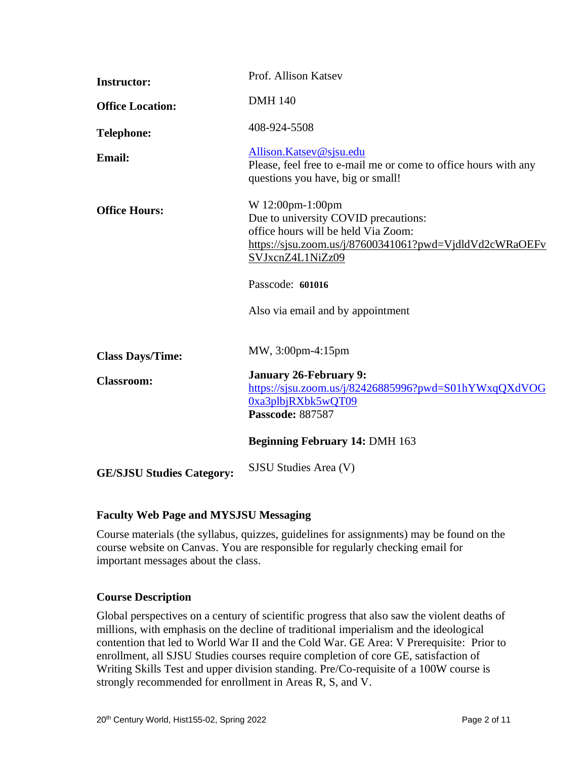| | |
|---|---|
| **Instructor:** | Prof. Allison Katsev |
| **Office Location:** | DMH 140 |
| **Telephone:** | 408-924-5508 |
| **Email:** | Allison.Katsev@sjsu.edu<br>Please, feel free to e-mail me or come to office hours with any questions you have, big or small! |
| **Office Hours:** | W 12:00pm-1:00pm<br>Due to university COVID precautions:<br>office hours will be held Via Zoom:<br>https://sjsu.zoom.us/j/87600341061?pwd=VjdldVd2cWRaOEFvSVJxcnZ4L1NiZz09<br><br>Passcode: **601016**<br><br>Also via email and by appointment |
| **Class Days/Time:** | MW, 3:00pm-4:15pm |
| **Classroom:** | **January 26-February 9:**<br>https://sjsu.zoom.us/j/82426885996?pwd=S01hYWxqQXdVOG0xa3plbjRXbk5wQT09<br>**Passcode:** 887587<br><br>**Beginning February 14:** DMH 163 |
| **GE/SJSU Studies Category:** | SJSU Studies Area (V) |

### Faculty Web Page and MYSJSU Messaging

Course materials (the syllabus, quizzes, guidelines for assignments) may be found on the course website on Canvas. You are responsible for regularly checking email for important messages about the class.

### Course Description

Global perspectives on a century of scientific progress that also saw the violent deaths of millions, with emphasis on the decline of traditional imperialism and the ideological contention that led to World War II and the Cold War. GE Area: V Prerequisite: Prior to enrollment, all SJSU Studies courses require completion of core GE, satisfaction of Writing Skills Test and upper division standing. Pre/Co-requisite of a 100W course is strongly recommended for enrollment in Areas R, S, and V.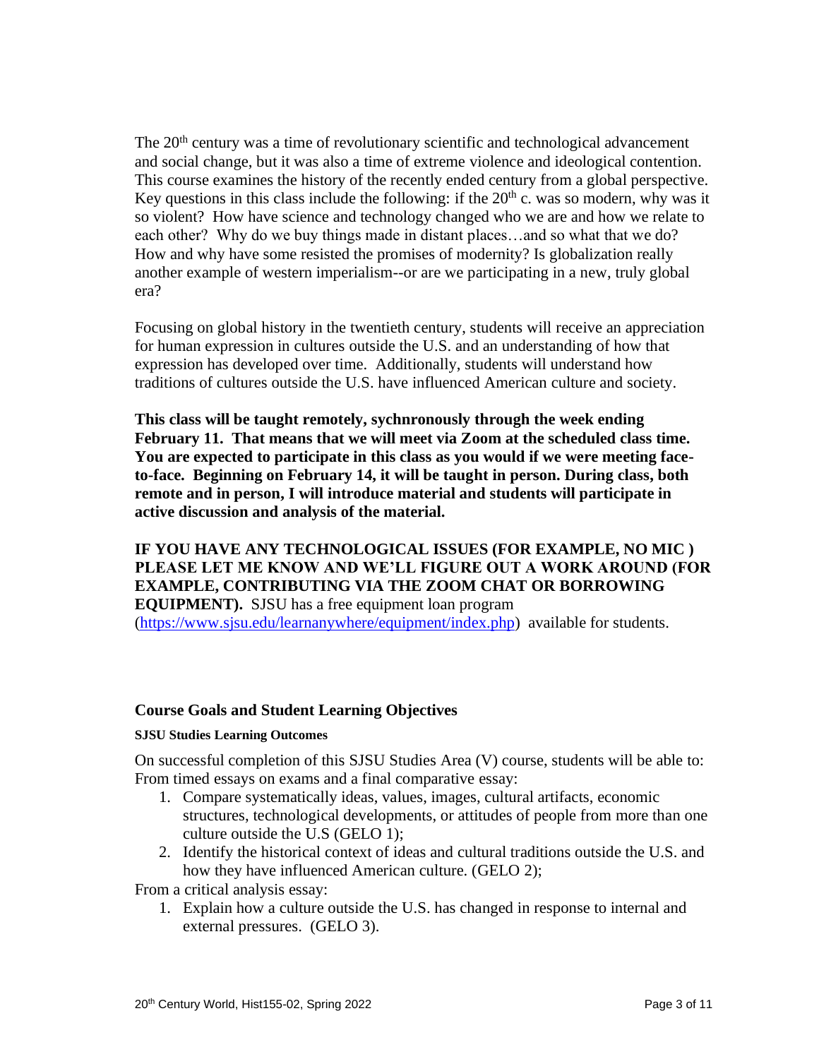The 20th century was a time of revolutionary scientific and technological advancement and social change, but it was also a time of extreme violence and ideological contention. This course examines the history of the recently ended century from a global perspective. Key questions in this class include the following: if the 20th c. was so modern, why was it so violent? How have science and technology changed who we are and how we relate to each other? Why do we buy things made in distant places…and so what that we do? How and why have some resisted the promises of modernity? Is globalization really another example of western imperialism--or are we participating in a new, truly global era?

Focusing on global history in the twentieth century, students will receive an appreciation for human expression in cultures outside the U.S. and an understanding of how that expression has developed over time. Additionally, students will understand how traditions of cultures outside the U.S. have influenced American culture and society.

**This class will be taught remotely, sychnronously through the week ending February 11. That means that we will meet via Zoom at the scheduled class time. You are expected to participate in this class as you would if we were meeting face-to-face. Beginning on February 14, it will be taught in person. During class, both remote and in person, I will introduce material and students will participate in active discussion and analysis of the material.**

**IF YOU HAVE ANY TECHNOLOGICAL ISSUES (FOR EXAMPLE, NO MIC ) PLEASE LET ME KNOW AND WE'LL FIGURE OUT A WORK AROUND (FOR EXAMPLE, CONTRIBUTING VIA THE ZOOM CHAT OR BORROWING EQUIPMENT).** SJSU has a free equipment loan program ([https://www.sjsu.edu/learnanywhere/equipment/index.php](https://www.sjsu.edu/learnanywhere/equipment/index.php)) available for students.

## Course Goals and Student Learning Objectives

#### SJSU Studies Learning Outcomes

On successful completion of this SJSU Studies Area (V) course, students will be able to:
From timed essays on exams and a final comparative essay:

1. Compare systematically ideas, values, images, cultural artifacts, economic structures, technological developments, or attitudes of people from more than one culture outside the U.S (GELO 1);
2. Identify the historical context of ideas and cultural traditions outside the U.S. and how they have influenced American culture. (GELO 2);

From a critical analysis essay:

1. Explain how a culture outside the U.S. has changed in response to internal and external pressures. (GELO 3).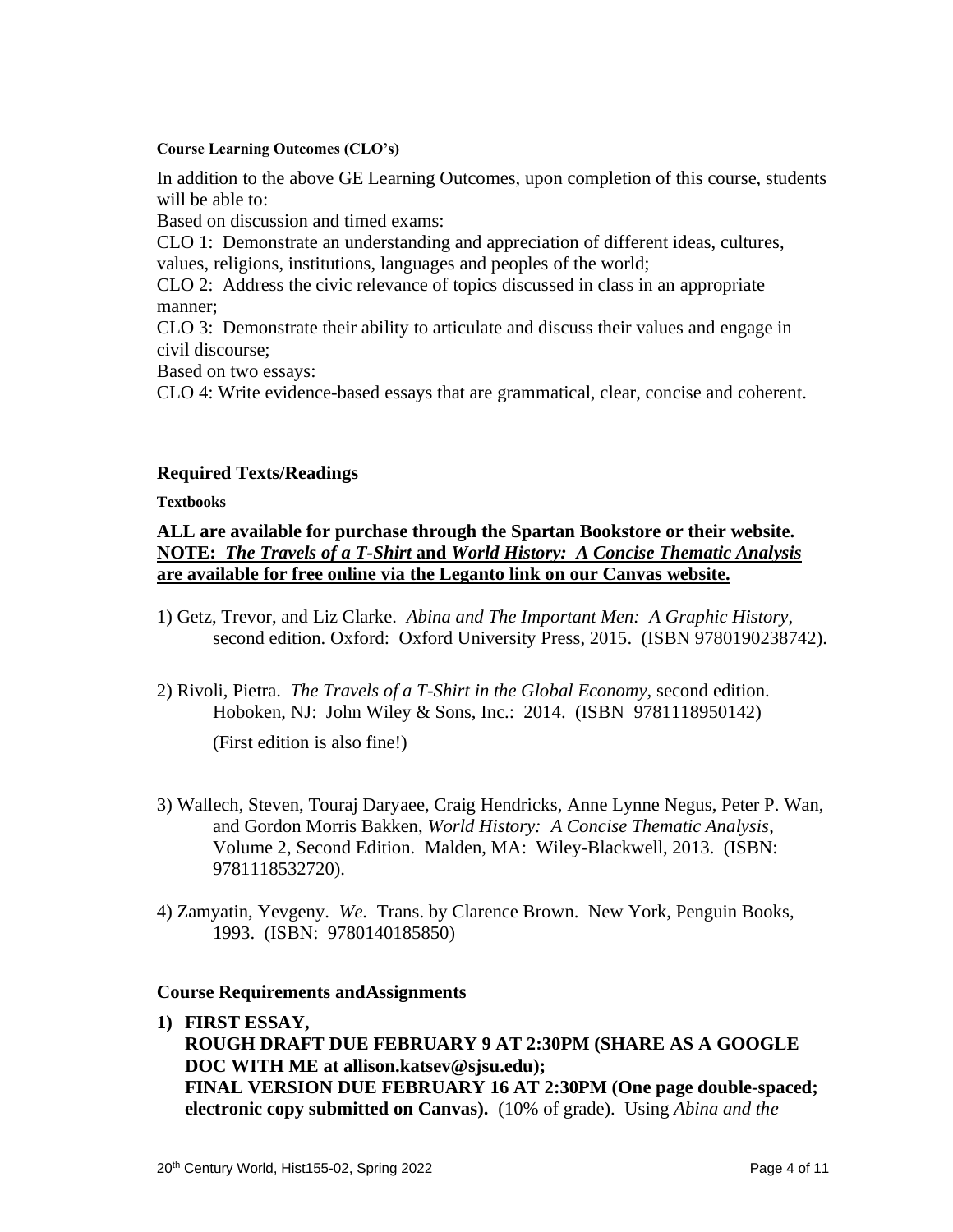#### Course Learning Outcomes (CLO's)

In addition to the above GE Learning Outcomes, upon completion of this course, students will be able to:

Based on discussion and timed exams:

CLO 1: Demonstrate an understanding and appreciation of different ideas, cultures, values, religions, institutions, languages and peoples of the world;

CLO 2: Address the civic relevance of topics discussed in class in an appropriate manner;

CLO 3: Demonstrate their ability to articulate and discuss their values and engage in civil discourse;

Based on two essays:

CLO 4: Write evidence-based essays that are grammatical, clear, concise and coherent.

## Required Texts/Readings

#### Textbooks

**ALL are available for purchase through the Spartan Bookstore or their website.** **<u>NOTE: *The Travels of a T-Shirt* and *World History: A Concise Thematic Analysis* are available for free online via the Leganto link on our Canvas website.</u>**

1) Getz, Trevor, and Liz Clarke. *Abina and The Important Men: A Graphic History*, second edition. Oxford: Oxford University Press, 2015. (ISBN 9780190238742).

2) Rivoli, Pietra. *The Travels of a T-Shirt in the Global Economy*, second edition. Hoboken, NJ: John Wiley & Sons, Inc.: 2014. (ISBN 9781118950142)

   (First edition is also fine!)

3) Wallech, Steven, Touraj Daryaee, Craig Hendricks, Anne Lynne Negus, Peter P. Wan, and Gordon Morris Bakken, *World History: A Concise Thematic Analysis*, Volume 2, Second Edition. Malden, MA: Wiley-Blackwell, 2013. (ISBN: 9781118532720).

4) Zamyatin, Yevgeny. *We.* Trans. by Clarence Brown. New York, Penguin Books, 1993. (ISBN: 9780140185850)

## Course Requirements andAssignments

1) **FIRST ESSAY, ROUGH DRAFT DUE FEBRUARY 9 AT 2:30PM (SHARE AS A GOOGLE DOC WITH ME at allison.katsev@sjsu.edu); FINAL VERSION DUE FEBRUARY 16 AT 2:30PM (One page double-spaced; electronic copy submitted on Canvas).** (10% of grade). Using *Abina and the*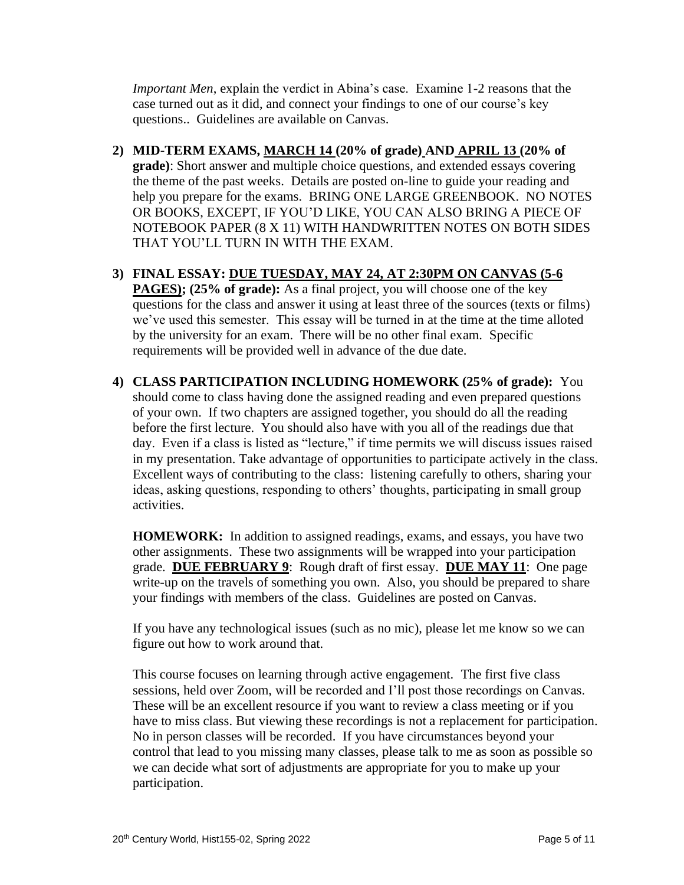*Important Men*, explain the verdict in Abina's case. Examine 1-2 reasons that the case turned out as it did, and connect your findings to one of our course's key questions.. Guidelines are available on Canvas.

2) **MID-TERM EXAMS, <u>MARCH 14</u> (20% of grade) AND <u>APRIL 13</u> (20% of grade)**: Short answer and multiple choice questions, and extended essays covering the theme of the past weeks. Details are posted on-line to guide your reading and help you prepare for the exams. BRING ONE LARGE GREENBOOK. NO NOTES OR BOOKS, EXCEPT, IF YOU'D LIKE, YOU CAN ALSO BRING A PIECE OF NOTEBOOK PAPER (8 X 11) WITH HANDWRITTEN NOTES ON BOTH SIDES THAT YOU'LL TURN IN WITH THE EXAM.

3) **FINAL ESSAY: <u>DUE TUESDAY, MAY 24, AT 2:30PM ON CANVAS (5-6 PAGES)</u>; (25% of grade):** As a final project, you will choose one of the key questions for the class and answer it using at least three of the sources (texts or films) we've used this semester. This essay will be turned in at the time at the time alloted by the university for an exam. There will be no other final exam. Specific requirements will be provided well in advance of the due date.

4) **CLASS PARTICIPATION INCLUDING HOMEWORK (25% of grade):** You should come to class having done the assigned reading and even prepared questions of your own. If two chapters are assigned together, you should do all the reading before the first lecture. You should also have with you all of the readings due that day. Even if a class is listed as "lecture," if time permits we will discuss issues raised in my presentation. Take advantage of opportunities to participate actively in the class. Excellent ways of contributing to the class: listening carefully to others, sharing your ideas, asking questions, responding to others' thoughts, participating in small group activities.

   **HOMEWORK:** In addition to assigned readings, exams, and essays, you have two other assignments. These two assignments will be wrapped into your participation grade. **<u>DUE FEBRUARY 9</u>**: Rough draft of first essay. **<u>DUE MAY 11</u>**: One page write-up on the travels of something you own. Also, you should be prepared to share your findings with members of the class. Guidelines are posted on Canvas.

   If you have any technological issues (such as no mic), please let me know so we can figure out how to work around that.

   This course focuses on learning through active engagement. The first five class sessions, held over Zoom, will be recorded and I'll post those recordings on Canvas. These will be an excellent resource if you want to review a class meeting or if you have to miss class. But viewing these recordings is not a replacement for participation. No in person classes will be recorded. If you have circumstances beyond your control that lead to you missing many classes, please talk to me as soon as possible so we can decide what sort of adjustments are appropriate for you to make up your participation.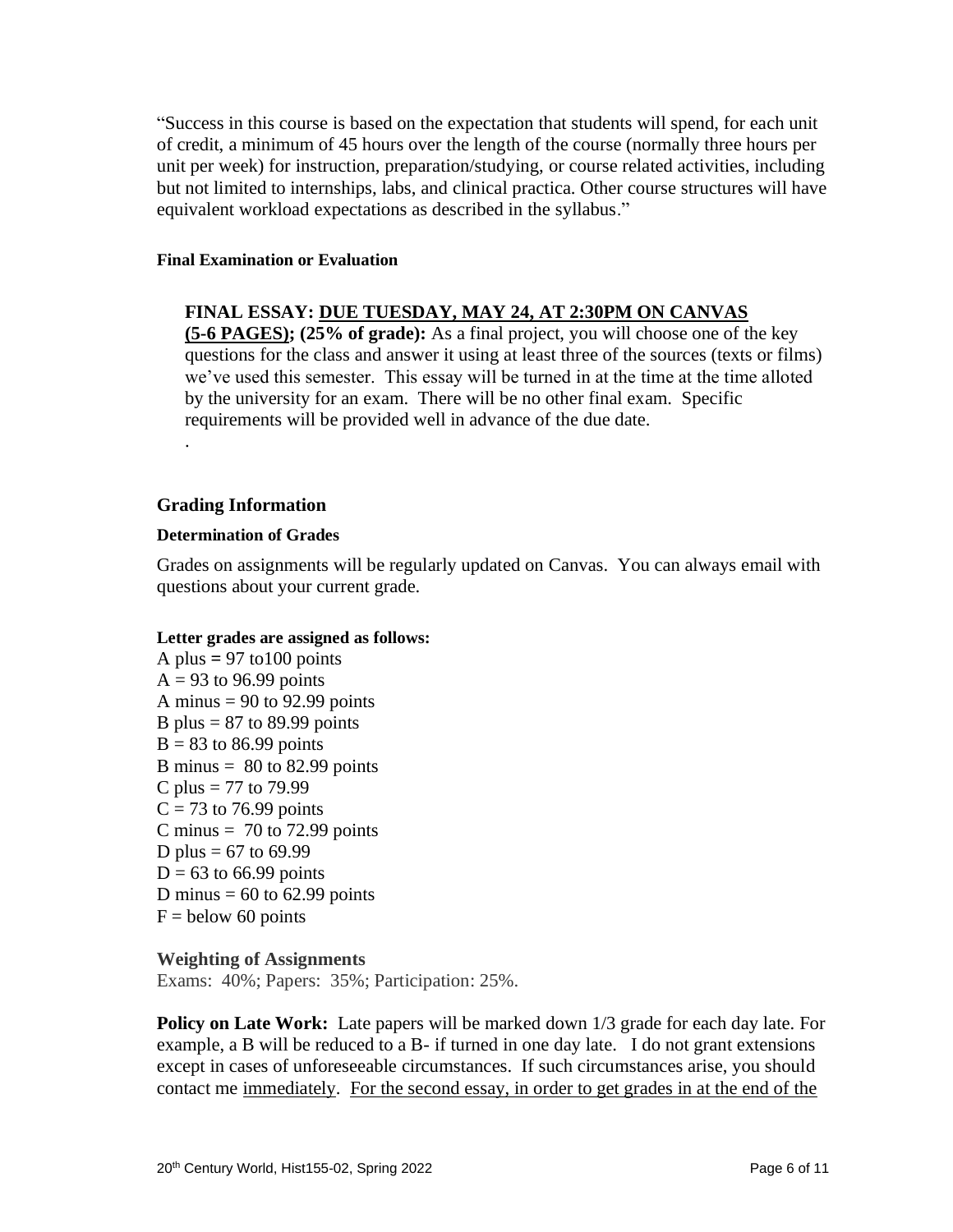"Success in this course is based on the expectation that students will spend, for each unit of credit, a minimum of 45 hours over the length of the course (normally three hours per unit per week) for instruction, preparation/studying, or course related activities, including but not limited to internships, labs, and clinical practica. Other course structures will have equivalent workload expectations as described in the syllabus."

#### Final Examination or Evaluation

**FINAL ESSAY: <u>DUE TUESDAY, MAY 24, AT 2:30PM ON CANVAS</u> <u>(5-6 PAGES)</u>; (25% of grade):** As a final project, you will choose one of the key questions for the class and answer it using at least three of the sources (texts or films) we've used this semester. This essay will be turned in at the time at the time alloted by the university for an exam. There will be no other final exam. Specific requirements will be provided well in advance of the due date.

.

### Grading Information

#### Determination of Grades

Grades on assignments will be regularly updated on Canvas. You can always email with questions about your current grade.

**Letter grades are assigned as follows:**

A plus = 97 to100 points
A = 93 to 96.99 points
A minus = 90 to 92.99 points
B plus = 87 to 89.99 points
B = 83 to 86.99 points
B minus = 80 to 82.99 points
C plus = 77 to 79.99
C = 73 to 76.99 points
C minus = 70 to 72.99 points
D plus = 67 to 69.99
D = 63 to 66.99 points
D minus = 60 to 62.99 points
F = below 60 points

#### Weighting of Assignments

Exams: 40%; Papers: 35%; Participation: 25%.

**Policy on Late Work:** Late papers will be marked down 1/3 grade for each day late. For example, a B will be reduced to a B- if turned in one day late. I do not grant extensions except in cases of unforeseeable circumstances. If such circumstances arise, you should contact me <u>immediately</u>. <u>For the second essay, in order to get grades in at the end of the</u>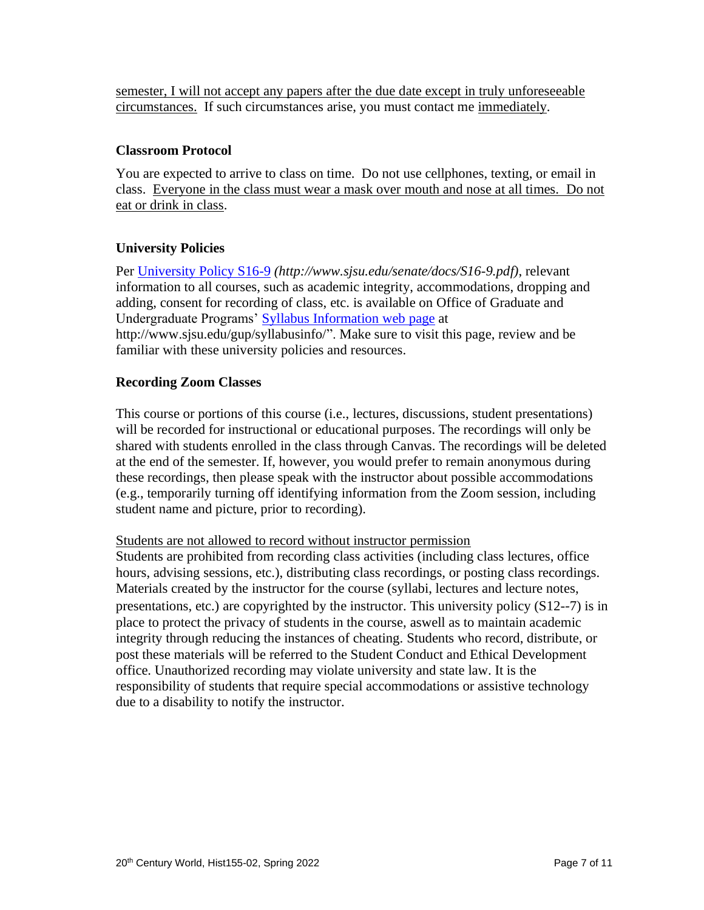semester, I will not accept any papers after the due date except in truly unforeseeable circumstances. If such circumstances arise, you must contact me immediately.

### Classroom Protocol

You are expected to arrive to class on time. Do not use cellphones, texting, or email in class. Everyone in the class must wear a mask over mouth and nose at all times. Do not eat or drink in class.

### University Policies

Per [University Policy S16-9](http://www.sjsu.edu/senate/docs/S16-9.pdf) *(http://www.sjsu.edu/senate/docs/S16-9.pdf)*, relevant information to all courses, such as academic integrity, accommodations, dropping and adding, consent for recording of class, etc. is available on Office of Graduate and Undergraduate Programs' [Syllabus Information web page](http://www.sjsu.edu/gup/syllabusinfo/) at http://www.sjsu.edu/gup/syllabusinfo/". Make sure to visit this page, review and be familiar with these university policies and resources.

### Recording Zoom Classes

This course or portions of this course (i.e., lectures, discussions, student presentations) will be recorded for instructional or educational purposes. The recordings will only be shared with students enrolled in the class through Canvas. The recordings will be deleted at the end of the semester. If, however, you would prefer to remain anonymous during these recordings, then please speak with the instructor about possible accommodations (e.g., temporarily turning off identifying information from the Zoom session, including student name and picture, prior to recording).

Students are not allowed to record without instructor permission

Students are prohibited from recording class activities (including class lectures, office hours, advising sessions, etc.), distributing class recordings, or posting class recordings. Materials created by the instructor for the course (syllabi, lectures and lecture notes, presentations, etc.) are copyrighted by the instructor. This university policy (S12--7) is in place to protect the privacy of students in the course, aswell as to maintain academic integrity through reducing the instances of cheating. Students who record, distribute, or post these materials will be referred to the Student Conduct and Ethical Development office. Unauthorized recording may violate university and state law. It is the responsibility of students that require special accommodations or assistive technology due to a disability to notify the instructor.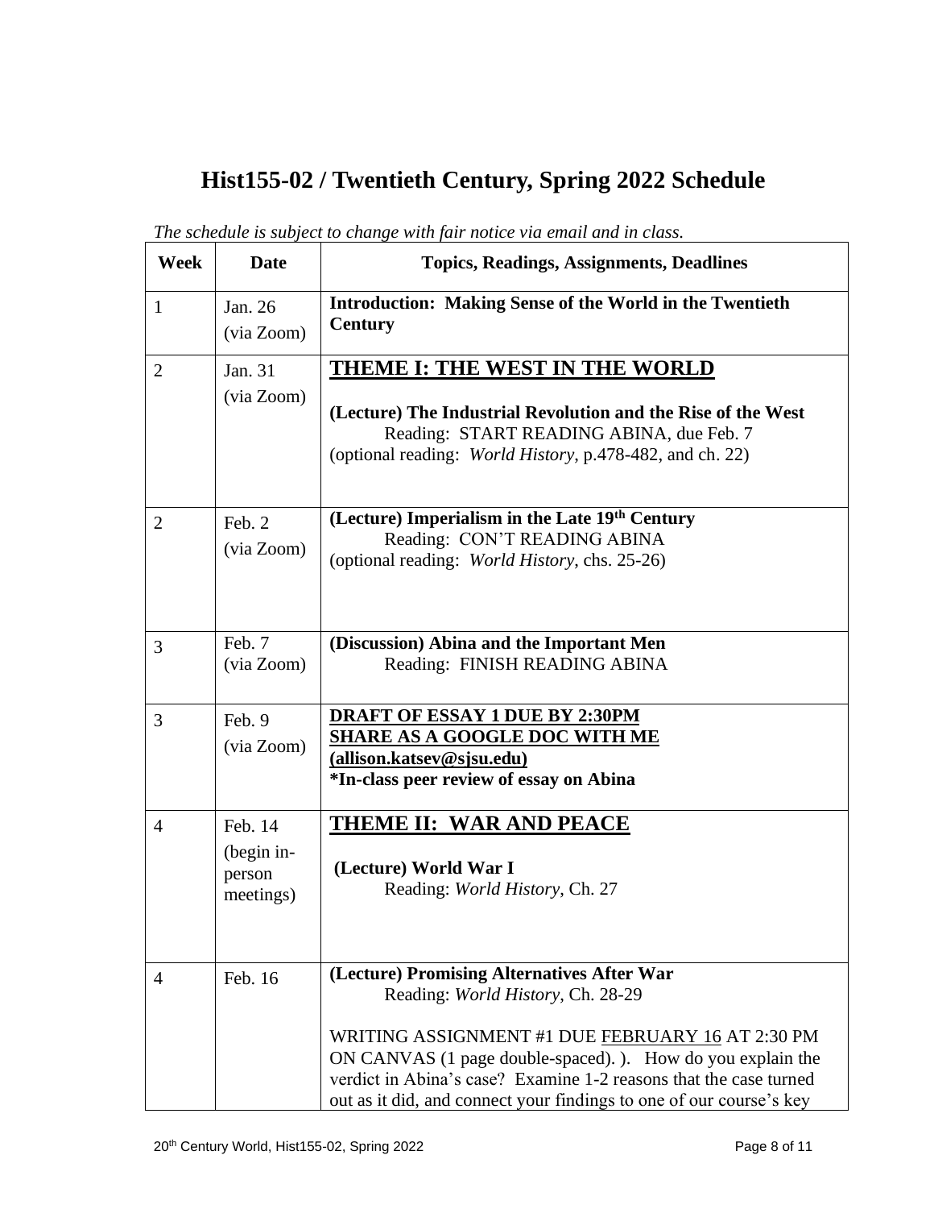# Hist155-02 / Twentieth Century, Spring 2022 Schedule

*The schedule is subject to change with fair notice via email and in class.*

| Week | Date | Topics, Readings, Assignments, Deadlines |
|---|---|---|
| 1 | Jan. 26 (via Zoom) | **Introduction: Making Sense of the World in the Twentieth Century** |
| 2 | Jan. 31 (via Zoom) | <u>**THEME I: THE WEST IN THE WORLD**</u><br><br>**(Lecture) The Industrial Revolution and the Rise of the West**<br>Reading: START READING ABINA, due Feb. 7<br>(optional reading: *World History*, p.478-482, and ch. 22) |
| 2 | Feb. 2 (via Zoom) | **(Lecture) Imperialism in the Late 19th Century**<br>Reading: CON'T READING ABINA<br>(optional reading: *World History*, chs. 25-26) |
| 3 | Feb. 7 (via Zoom) | **(Discussion) Abina and the Important Men**<br>Reading: FINISH READING ABINA |
| 3 | Feb. 9 (via Zoom) | <u>**DRAFT OF ESSAY 1 DUE BY 2:30PM**</u><br><u>**SHARE AS A GOOGLE DOC WITH ME**</u><br><u>**(allison.katsev@sjsu.edu)**</u><br>***In-class peer review of essay on Abina** |
| 4 | Feb. 14 (begin in-person meetings) | <u>**THEME II: WAR AND PEACE**</u><br><br>**(Lecture) World War I**<br>Reading: *World History*, Ch. 27 |
| 4 | Feb. 16 | **(Lecture) Promising Alternatives After War**<br>Reading: *World History*, Ch. 28-29<br><br>WRITING ASSIGNMENT #1 DUE <u>FEBRUARY 16</u> AT 2:30 PM ON CANVAS (1 page double-spaced). ). How do you explain the verdict in Abina's case? Examine 1-2 reasons that the case turned out as it did, and connect your findings to one of our course's key |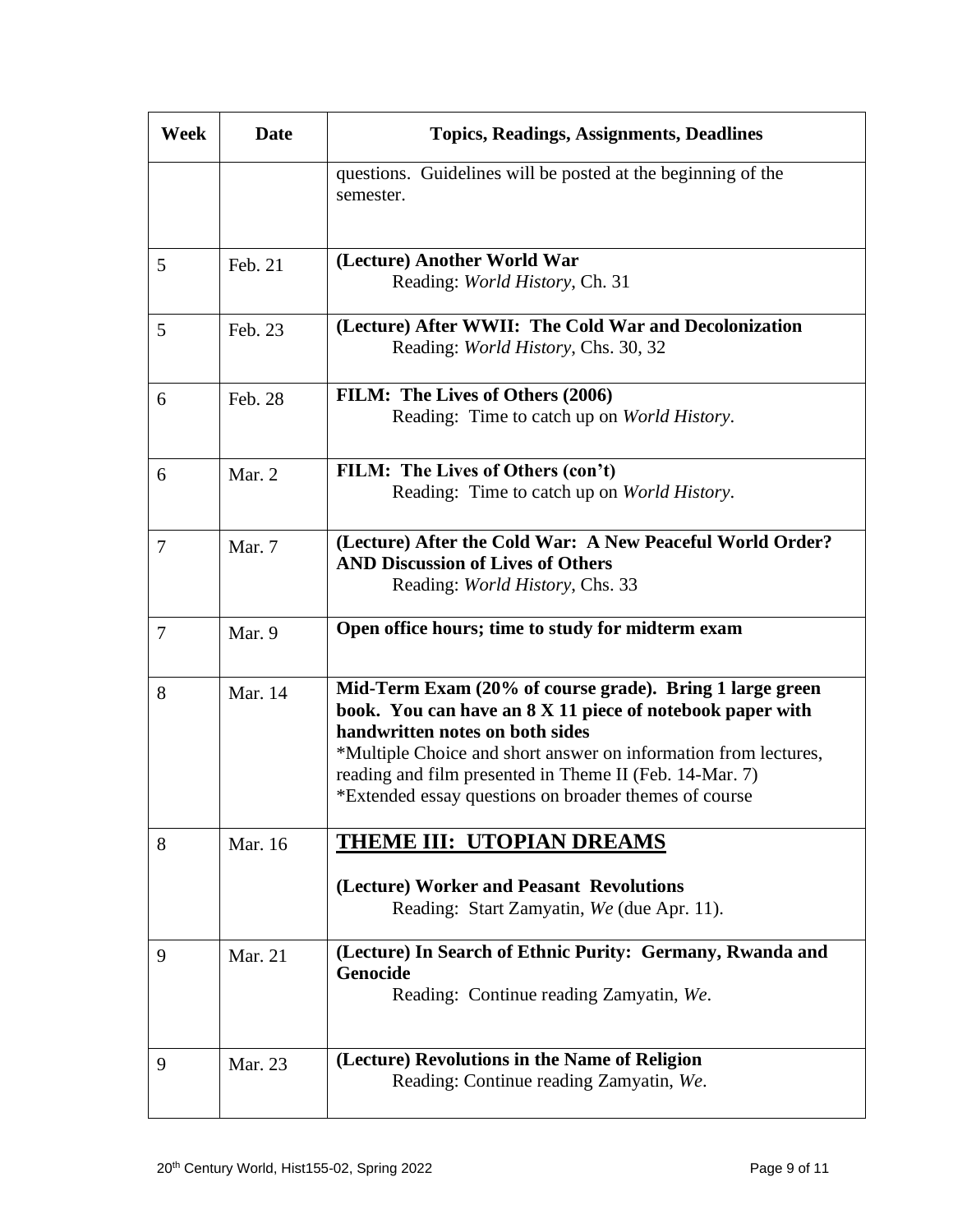| Week | Date | Topics, Readings, Assignments, Deadlines |
|---|---|---|
| | | questions. Guidelines will be posted at the beginning of the semester. |
| 5 | Feb. 21 | **(Lecture) Another World War**<br>Reading: *World History*, Ch. 31 |
| 5 | Feb. 23 | **(Lecture) After WWII: The Cold War and Decolonization**<br>Reading: *World History*, Chs. 30, 32 |
| 6 | Feb. 28 | **FILM: The Lives of Others (2006)**<br>Reading: Time to catch up on *World History*. |
| 6 | Mar. 2 | **FILM: The Lives of Others (con't)**<br>Reading: Time to catch up on *World History*. |
| 7 | Mar. 7 | **(Lecture) After the Cold War: A New Peaceful World Order? AND Discussion of Lives of Others**<br>Reading: *World History*, Chs. 33 |
| 7 | Mar. 9 | **Open office hours; time to study for midterm exam** |
| 8 | Mar. 14 | **Mid-Term Exam (20% of course grade). Bring 1 large green book. You can have an 8 X 11 piece of notebook paper with handwritten notes on both sides**<br>*Multiple Choice and short answer on information from lectures, reading and film presented in Theme II (Feb. 14-Mar. 7)<br>*Extended essay questions on broader themes of course |
| 8 | Mar. 16 | **<u>THEME III: UTOPIAN DREAMS</u>**<br><br>**(Lecture) Worker and Peasant Revolutions**<br>Reading: Start Zamyatin, *We* (due Apr. 11). |
| 9 | Mar. 21 | **(Lecture) In Search of Ethnic Purity: Germany, Rwanda and Genocide**<br>Reading: Continue reading Zamyatin, *We*. |
| 9 | Mar. 23 | **(Lecture) Revolutions in the Name of Religion**<br>Reading: Continue reading Zamyatin, *We*. |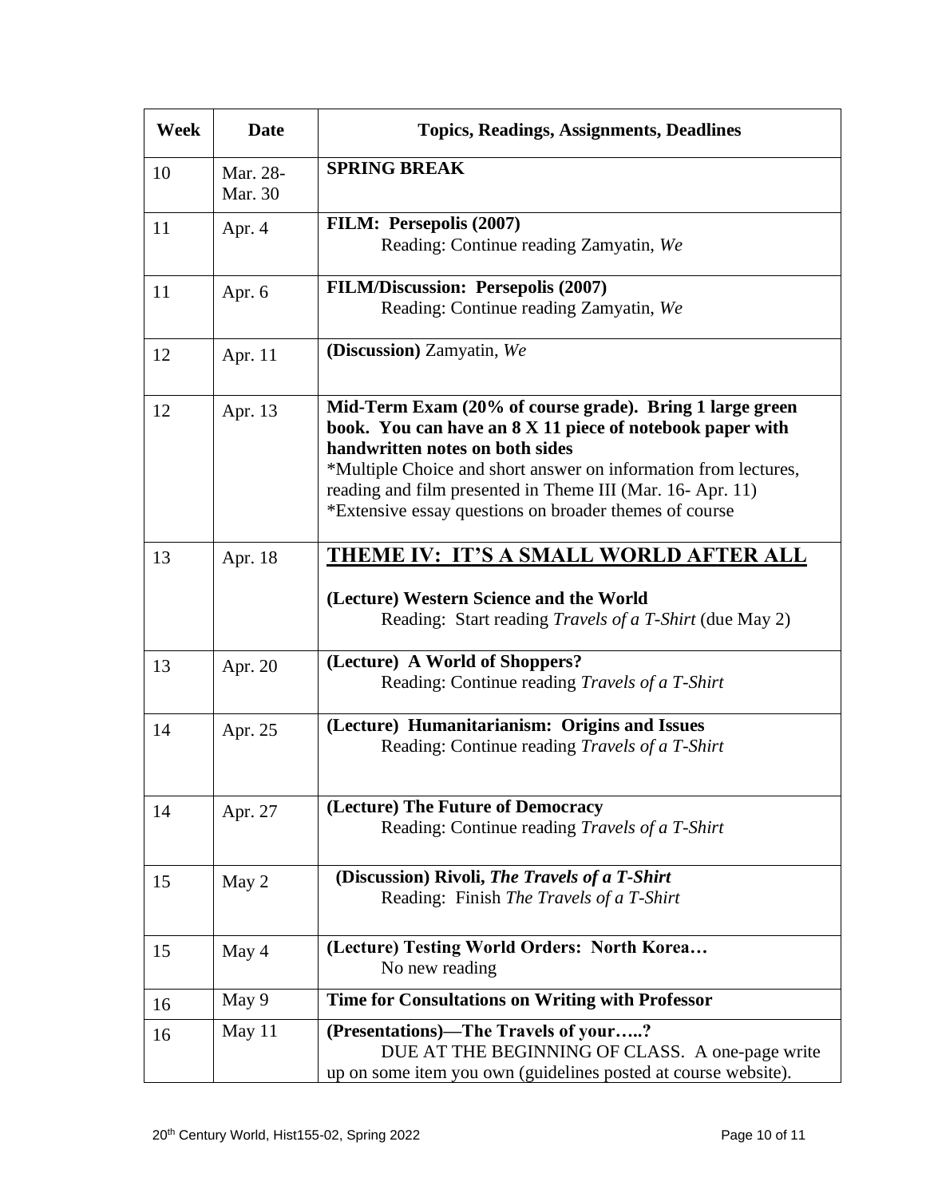| Week | Date | Topics, Readings, Assignments, Deadlines |
|---|---|---|
| 10 | Mar. 28- Mar. 30 | **SPRING BREAK** |
| 11 | Apr. 4 | **FILM: Persepolis (2007)**<br>Reading: Continue reading Zamyatin, *We* |
| 11 | Apr. 6 | **FILM/Discussion: Persepolis (2007)**<br>Reading: Continue reading Zamyatin, *We* |
| 12 | Apr. 11 | **(Discussion)** Zamyatin, *We* |
| 12 | Apr. 13 | **Mid-Term Exam (20% of course grade). Bring 1 large green book. You can have an 8 X 11 piece of notebook paper with handwritten notes on both sides**<br>*Multiple Choice and short answer on information from lectures, reading and film presented in Theme III (Mar. 16- Apr. 11)<br>*Extensive essay questions on broader themes of course |
| 13 | Apr. 18 | **<u>THEME IV: IT'S A SMALL WORLD AFTER ALL</u>**<br>**(Lecture) Western Science and the World**<br>Reading: Start reading *Travels of a T-Shirt* (due May 2) |
| 13 | Apr. 20 | **(Lecture) A World of Shoppers?**<br>Reading: Continue reading *Travels of a T-Shirt* |
| 14 | Apr. 25 | **(Lecture) Humanitarianism: Origins and Issues**<br>Reading: Continue reading *Travels of a T-Shirt* |
| 14 | Apr. 27 | **(Lecture) The Future of Democracy**<br>Reading: Continue reading *Travels of a T-Shirt* |
| 15 | May 2 | **(Discussion) Rivoli, *The Travels of a T-Shirt***<br>Reading: Finish *The Travels of a T-Shirt* |
| 15 | May 4 | **(Lecture) Testing World Orders: North Korea…**<br>No new reading |
| 16 | May 9 | **Time for Consultations on Writing with Professor** |
| 16 | May 11 | **(Presentations)—The Travels of your…..?**<br>DUE AT THE BEGINNING OF CLASS. A one-page write up on some item you own (guidelines posted at course website). |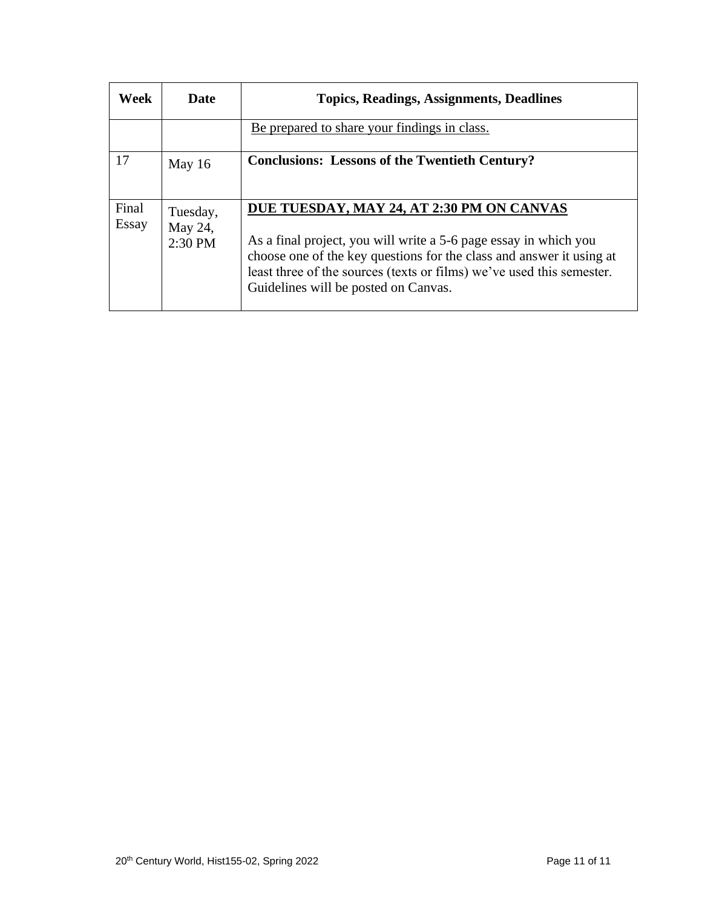| Week | Date | Topics, Readings, Assignments, Deadlines |
|---|---|---|
| | | Be prepared to share your findings in class. |
| 17 | May 16 | **Conclusions: Lessons of the Twentieth Century?** |
| Final Essay | Tuesday, May 24, 2:30 PM | **DUE TUESDAY, MAY 24, AT 2:30 PM ON CANVAS**<br><br>As a final project, you will write a 5-6 page essay in which you choose one of the key questions for the class and answer it using at least three of the sources (texts or films) we've used this semester. Guidelines will be posted on Canvas. |